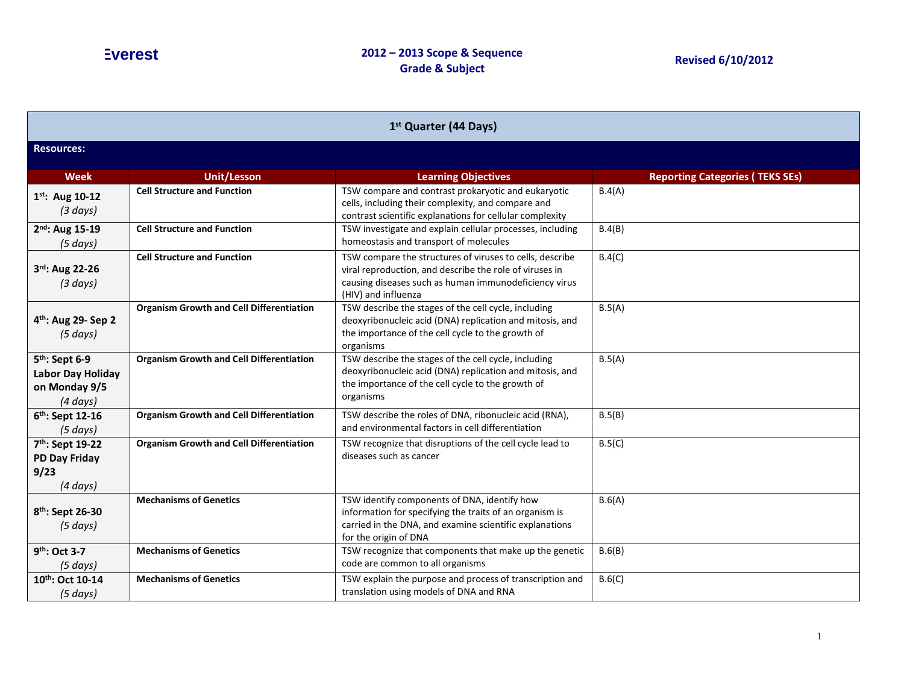Everest

**2012 – 2013 Scope & Sequence**
**Grade & Subject**

**Revised 6/10/2012**

| 1st Quarter (44 Days) | | | |
|---|---|---|---|
| **Resources:** | | | |
| **Week** | **Unit/Lesson** | **Learning Objectives** | **Reporting Categories ( TEKS SEs)** |
| **1st: Aug 10-12** *(3 days)* | **Cell Structure and Function** | TSW compare and contrast prokaryotic and eukaryotic cells, including their complexity, and compare and contrast scientific explanations for cellular complexity | B.4(A) |
| **2nd: Aug 15-19** *(5 days)* | **Cell Structure and Function** | TSW investigate and explain cellular processes, including homeostasis and transport of molecules | B.4(B) |
| **3rd: Aug 22-26** *(3 days)* | **Cell Structure and Function** | TSW compare the structures of viruses to cells, describe viral reproduction, and describe the role of viruses in causing diseases such as human immunodeficiency virus (HIV) and influenza | B.4(C) |
| **4th: Aug 29- Sep 2** *(5 days)* | **Organism Growth and Cell Differentiation** | TSW describe the stages of the cell cycle, including deoxyribonucleic acid (DNA) replication and mitosis, and the importance of the cell cycle to the growth of organisms | B.5(A) |
| **5th: Sept 6-9 Labor Day Holiday on Monday 9/5** *(4 days)* | **Organism Growth and Cell Differentiation** | TSW describe the stages of the cell cycle, including deoxyribonucleic acid (DNA) replication and mitosis, and the importance of the cell cycle to the growth of organisms | B.5(A) |
| **6th: Sept 12-16** *(5 days)* | **Organism Growth and Cell Differentiation** | TSW describe the roles of DNA, ribonucleic acid (RNA), and environmental factors in cell differentiation | B.5(B) |
| **7th: Sept 19-22 PD Day Friday 9/23** *(4 days)* | **Organism Growth and Cell Differentiation** | TSW recognize that disruptions of the cell cycle lead to diseases such as cancer | B.5(C) |
| **8th: Sept 26-30** *(5 days)* | **Mechanisms of Genetics** | TSW identify components of DNA, identify how information for specifying the traits of an organism is carried in the DNA, and examine scientific explanations for the origin of DNA | B.6(A) |
| **9th: Oct 3-7** *(5 days)* | **Mechanisms of Genetics** | TSW recognize that components that make up the genetic code are common to all organisms | B.6(B) |
| **10th: Oct 10-14** *(5 days)* | **Mechanisms of Genetics** | TSW explain the purpose and process of transcription and translation using models of DNA and RNA | B.6(C) |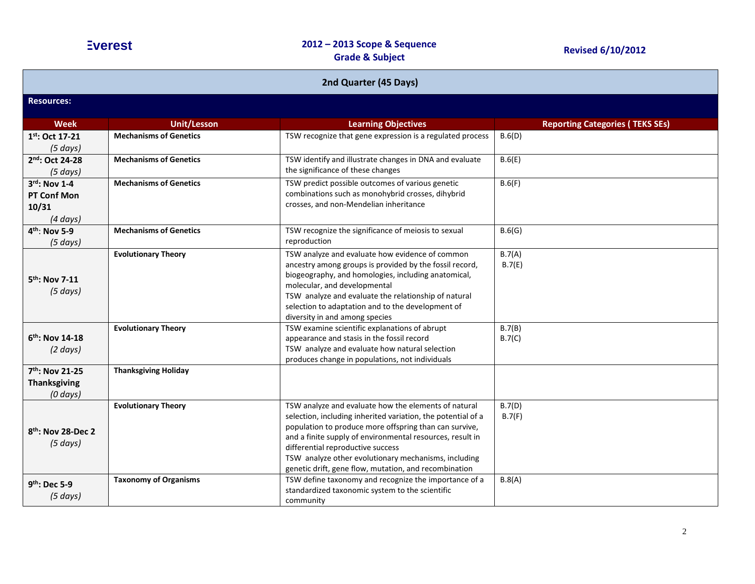Everest

**2012 – 2013 Scope & Sequence**
**Grade & Subject**

**Revised 6/10/2012**

## 2nd Quarter (45 Days)

**Resources:**

| Week | Unit/Lesson | Learning Objectives | Reporting Categories ( TEKS SEs) |
|---|---|---|---|
| **1st: Oct 17-21** *(5 days)* | **Mechanisms of Genetics** | TSW recognize that gene expression is a regulated process | B.6(D) |
| **2nd: Oct 24-28** *(5 days)* | **Mechanisms of Genetics** | TSW identify and illustrate changes in DNA and evaluate the significance of these changes | B.6(E) |
| **3rd: Nov 1-4 PT Conf Mon 10/31** *(4 days)* | **Mechanisms of Genetics** | TSW predict possible outcomes of various genetic combinations such as monohybrid crosses, dihybrid crosses, and non-Mendelian inheritance | B.6(F) |
| **4th: Nov 5-9** *(5 days)* | **Mechanisms of Genetics** | TSW recognize the significance of meiosis to sexual reproduction | B.6(G) |
| **5th: Nov 7-11** *(5 days)* | **Evolutionary Theory** | TSW analyze and evaluate how evidence of common ancestry among groups is provided by the fossil record, biogeography, and homologies, including anatomical, molecular, and developmental<br>TSW analyze and evaluate the relationship of natural selection to adaptation and to the development of diversity in and among species | B.7(A)<br>B.7(E) |
| **6th: Nov 14-18** *(2 days)* | **Evolutionary Theory** | TSW examine scientific explanations of abrupt appearance and stasis in the fossil record<br>TSW analyze and evaluate how natural selection produces change in populations, not individuals | B.7(B)<br>B.7(C) |
| **7th: Nov 21-25 Thanksgiving** *(0 days)* | **Thanksgiving Holiday** | | |
| **8th: Nov 28-Dec 2** *(5 days)* | **Evolutionary Theory** | TSW analyze and evaluate how the elements of natural selection, including inherited variation, the potential of a population to produce more offspring than can survive, and a finite supply of environmental resources, result in differential reproductive success<br>TSW analyze other evolutionary mechanisms, including genetic drift, gene flow, mutation, and recombination | B.7(D)<br>B.7(F) |
| **9th: Dec 5-9** *(5 days)* | **Taxonomy of Organisms** | TSW define taxonomy and recognize the importance of a standardized taxonomic system to the scientific community | B.8(A) |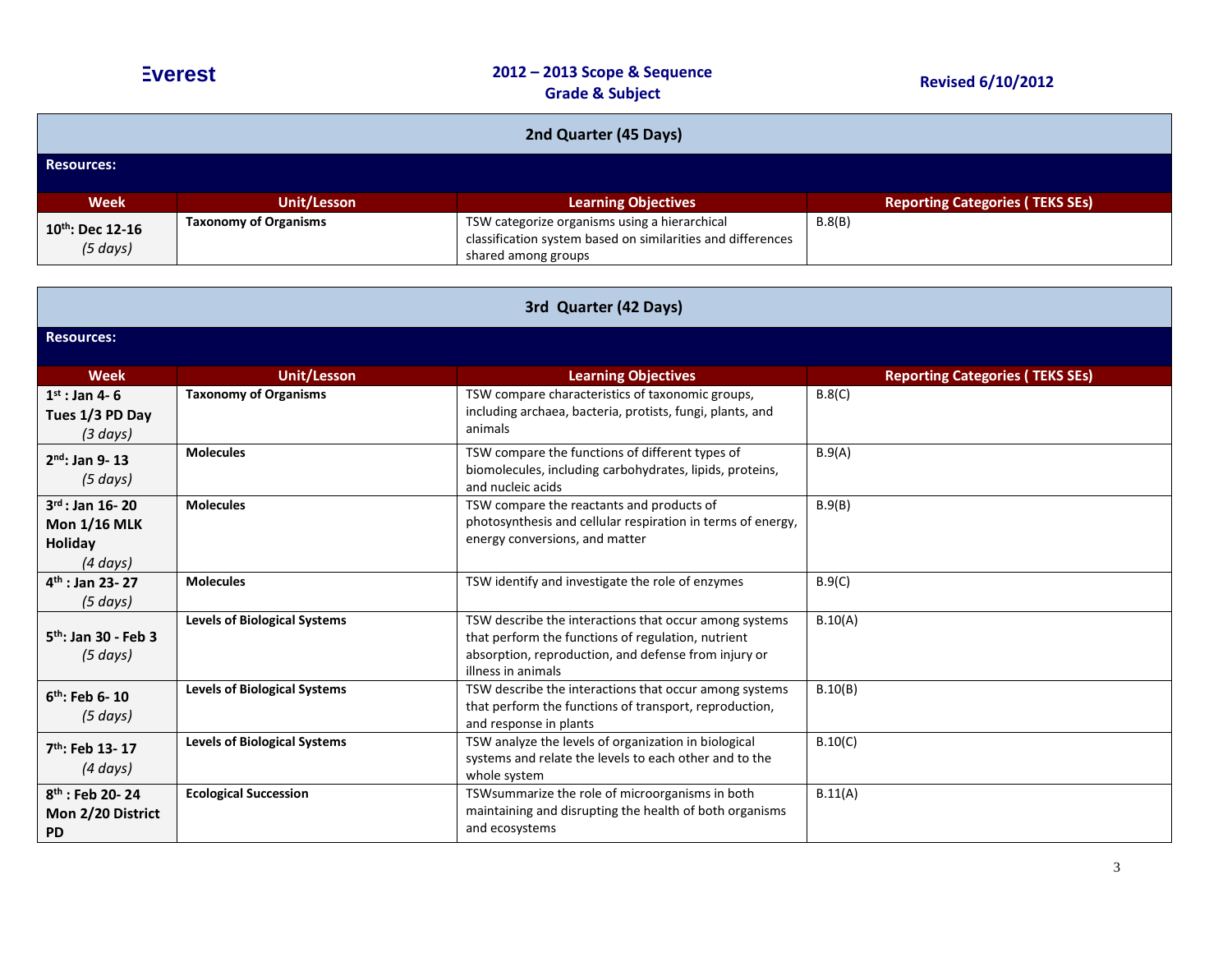Everest

**2012 – 2013 Scope & Sequence**
**Grade & Subject**

**Revised 6/10/2012**

## 2nd Quarter (45 Days)

**Resources:**

| Week | Unit/Lesson | Learning Objectives | Reporting Categories ( TEKS SEs) |
|---|---|---|---|
| **10th: Dec 12-16** *(5 days)* | **Taxonomy of Organisms** | TSW categorize organisms using a hierarchical classification system based on similarities and differences shared among groups | B.8(B) |

## 3rd Quarter (42 Days)

**Resources:**

| Week | Unit/Lesson | Learning Objectives | Reporting Categories ( TEKS SEs) |
|---|---|---|---|
| **1st : Jan 4- 6 Tues 1/3 PD Day** *(3 days)* | **Taxonomy of Organisms** | TSW compare characteristics of taxonomic groups, including archaea, bacteria, protists, fungi, plants, and animals | B.8(C) |
| **2nd: Jan 9- 13** *(5 days)* | **Molecules** | TSW compare the functions of different types of biomolecules, including carbohydrates, lipids, proteins, and nucleic acids | B.9(A) |
| **3rd : Jan 16- 20 Mon 1/16 MLK Holiday** *(4 days)* | **Molecules** | TSW compare the reactants and products of photosynthesis and cellular respiration in terms of energy, energy conversions, and matter | B.9(B) |
| **4th : Jan 23- 27** *(5 days)* | **Molecules** | TSW identify and investigate the role of enzymes | B.9(C) |
| **5th: Jan 30 - Feb 3** *(5 days)* | **Levels of Biological Systems** | TSW describe the interactions that occur among systems that perform the functions of regulation, nutrient absorption, reproduction, and defense from injury or illness in animals | B.10(A) |
| **6th: Feb 6- 10** *(5 days)* | **Levels of Biological Systems** | TSW describe the interactions that occur among systems that perform the functions of transport, reproduction, and response in plants | B.10(B) |
| **7th: Feb 13- 17** *(4 days)* | **Levels of Biological Systems** | TSW analyze the levels of organization in biological systems and relate the levels to each other and to the whole system | B.10(C) |
| **8th : Feb 20- 24 Mon 2/20 District PD** | **Ecological Succession** | TSWsummarize the role of microorganisms in both maintaining and disrupting the health of both organisms and ecosystems | B.11(A) |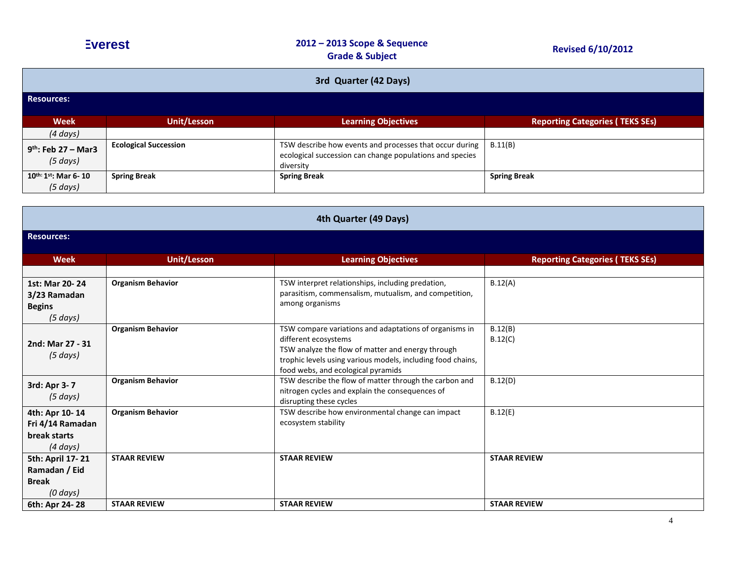Everest

**2012 – 2013 Scope & Sequence**
**Grade & Subject**

**Revised 6/10/2012**

| 3rd Quarter (42 Days) | | | |
|---|---|---|---|
| **Resources:** | | | |
| **Week** | **Unit/Lesson** | **Learning Objectives** | **Reporting Categories ( TEKS SEs)** |
| *(4 days)* | | | |
| **9th: Feb 27 – Mar3** *(5 days)* | **Ecological Succession** | TSW describe how events and processes that occur during ecological succession can change populations and species diversity | B.11(B) |
| **10th: 1st: Mar 6- 10** *(5 days)* | **Spring Break** | **Spring Break** | **Spring Break** |

| 4th Quarter (49 Days) | | | |
|---|---|---|---|
| **Resources:** | | | |
| **Week** | **Unit/Lesson** | **Learning Objectives** | **Reporting Categories ( TEKS SEs)** |
| | | | |
| **1st: Mar 20- 24 3/23 Ramadan Begins** *(5 days)* | **Organism Behavior** | TSW interpret relationships, including predation, parasitism, commensalism, mutualism, and competition, among organisms | B.12(A) |
| **2nd: Mar 27 - 31** *(5 days)* | **Organism Behavior** | TSW compare variations and adaptations of organisms in different ecosystems<br>TSW analyze the flow of matter and energy through trophic levels using various models, including food chains, food webs, and ecological pyramids | B.12(B)<br>B.12(C) |
| **3rd: Apr 3- 7** *(5 days)* | **Organism Behavior** | TSW describe the flow of matter through the carbon and nitrogen cycles and explain the consequences of disrupting these cycles | B.12(D) |
| **4th: Apr 10- 14 Fri 4/14 Ramadan break starts** *(4 days)* | **Organism Behavior** | TSW describe how environmental change can impact ecosystem stability | B.12(E) |
| **5th: April 17- 21 Ramadan / Eid Break** *(0 days)* | **STAAR REVIEW** | **STAAR REVIEW** | **STAAR REVIEW** |
| **6th: Apr 24- 28** | **STAAR REVIEW** | **STAAR REVIEW** | **STAAR REVIEW** |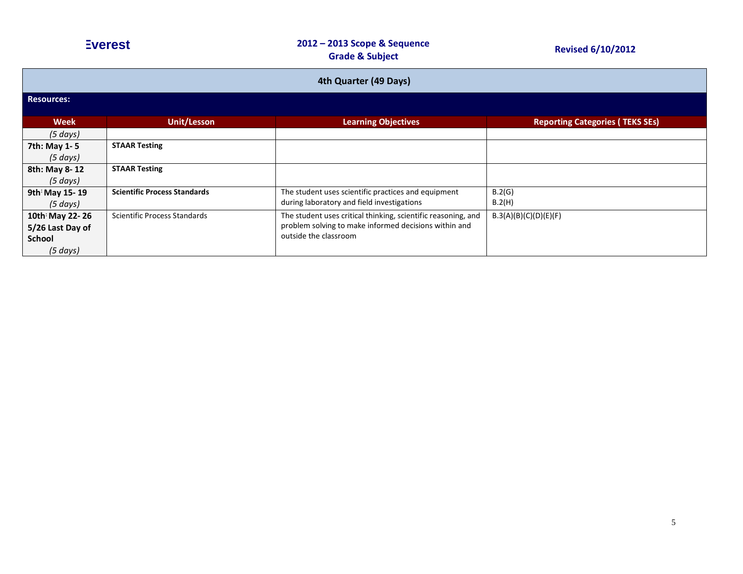## 4th Quarter (49 Days)

**Resources:**

| Week | Unit/Lesson | Learning Objectives | Reporting Categories ( TEKS SEs) |
|---|---|---|---|
| *(5 days)* | | | |
| **7th: May 1- 5** *(5 days)* | **STAAR Testing** | | |
| **8th: May 8- 12** *(5 days)* | **STAAR Testing** | | |
| **9th: May 15- 19** *(5 days)* | **Scientific Process Standards** | The student uses scientific practices and equipment during laboratory and field investigations | B.2(G) B.2(H) |
| **10th: May 22- 26 5/26 Last Day of School** *(5 days)* | Scientific Process Standards | The student uses critical thinking, scientific reasoning, and problem solving to make informed decisions within and outside the classroom | B.3(A)(B)(C)(D)(E)(F) |